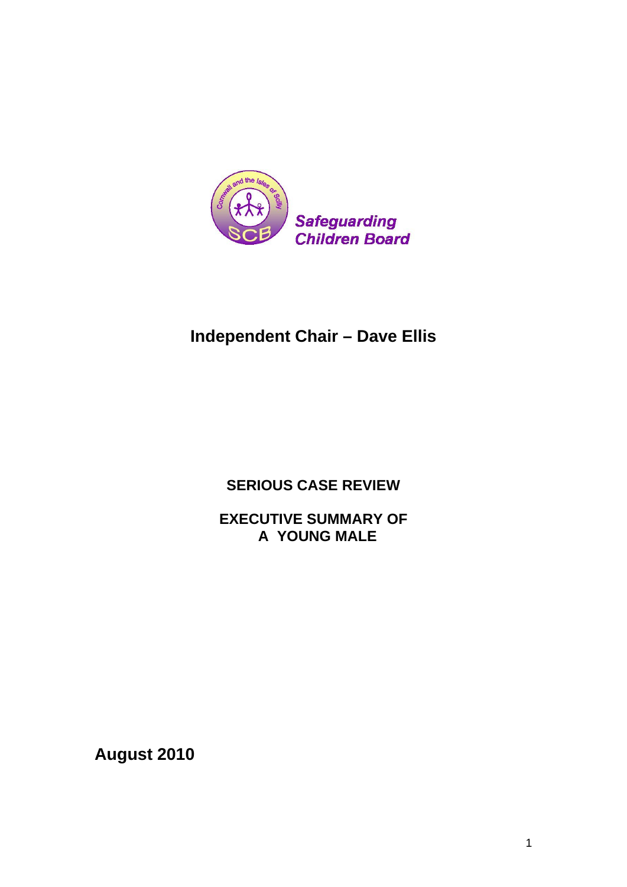Safeguarding Children Board

## Independent Chair – Dave Ellis

**SERIOUS CASE REVIEW**

**EXECUTIVE SUMMARY OF A YOUNG MALE**

**August 2010**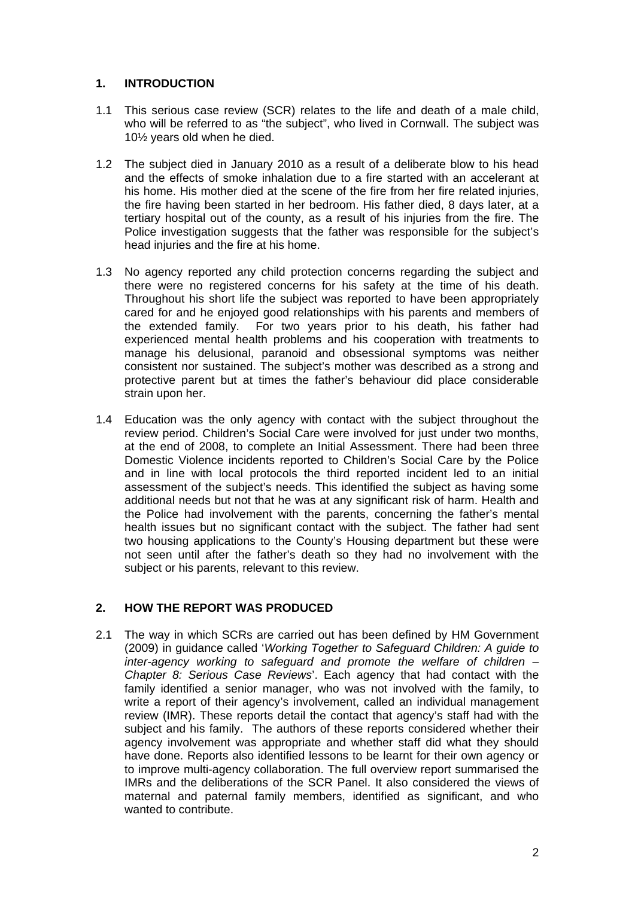## 1. INTRODUCTION

1.1 This serious case review (SCR) relates to the life and death of a male child, who will be referred to as "the subject", who lived in Cornwall. The subject was 10½ years old when he died.

1.2 The subject died in January 2010 as a result of a deliberate blow to his head and the effects of smoke inhalation due to a fire started with an accelerant at his home. His mother died at the scene of the fire from her fire related injuries, the fire having been started in her bedroom. His father died, 8 days later, at a tertiary hospital out of the county, as a result of his injuries from the fire. The Police investigation suggests that the father was responsible for the subject's head injuries and the fire at his home.

1.3 No agency reported any child protection concerns regarding the subject and there were no registered concerns for his safety at the time of his death. Throughout his short life the subject was reported to have been appropriately cared for and he enjoyed good relationships with his parents and members of the extended family. For two years prior to his death, his father had experienced mental health problems and his cooperation with treatments to manage his delusional, paranoid and obsessional symptoms was neither consistent nor sustained. The subject's mother was described as a strong and protective parent but at times the father's behaviour did place considerable strain upon her.

1.4 Education was the only agency with contact with the subject throughout the review period. Children's Social Care were involved for just under two months, at the end of 2008, to complete an Initial Assessment. There had been three Domestic Violence incidents reported to Children's Social Care by the Police and in line with local protocols the third reported incident led to an initial assessment of the subject's needs. This identified the subject as having some additional needs but not that he was at any significant risk of harm. Health and the Police had involvement with the parents, concerning the father's mental health issues but no significant contact with the subject. The father had sent two housing applications to the County's Housing department but these were not seen until after the father's death so they had no involvement with the subject or his parents, relevant to this review.

## 2. HOW THE REPORT WAS PRODUCED

2.1 The way in which SCRs are carried out has been defined by HM Government (2009) in guidance called '*Working Together to Safeguard Children: A guide to inter-agency working to safeguard and promote the welfare of children – Chapter 8: Serious Case Reviews*'. Each agency that had contact with the family identified a senior manager, who was not involved with the family, to write a report of their agency's involvement, called an individual management review (IMR). These reports detail the contact that agency's staff had with the subject and his family. The authors of these reports considered whether their agency involvement was appropriate and whether staff did what they should have done. Reports also identified lessons to be learnt for their own agency or to improve multi-agency collaboration. The full overview report summarised the IMRs and the deliberations of the SCR Panel. It also considered the views of maternal and paternal family members, identified as significant, and who wanted to contribute.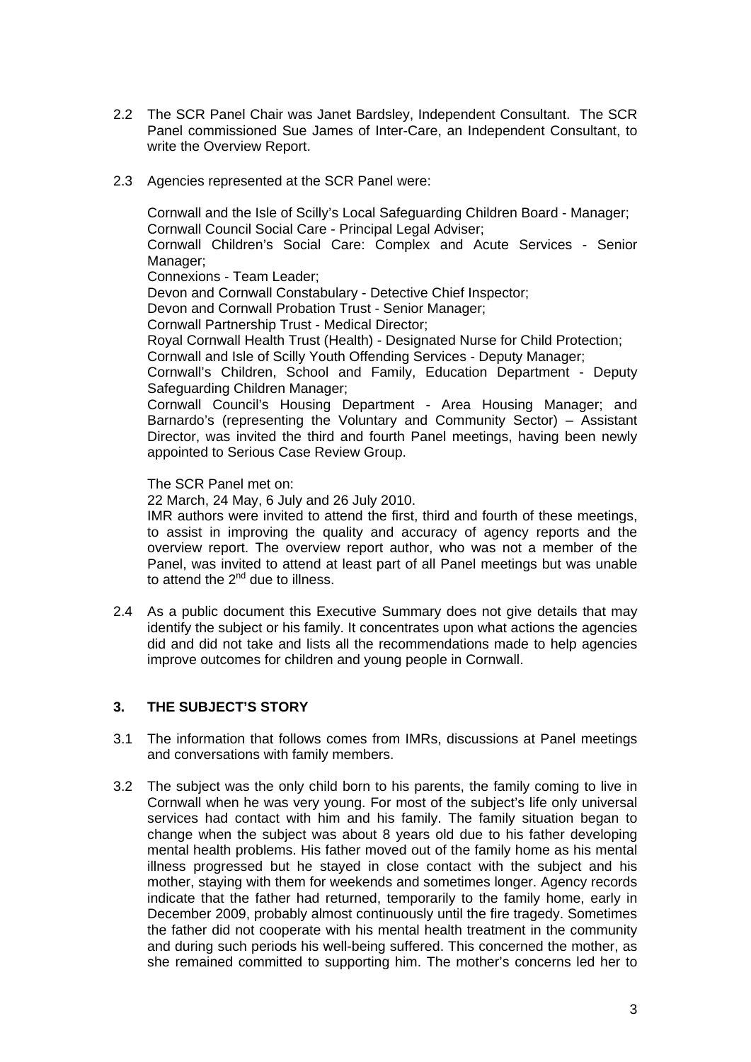2.2 The SCR Panel Chair was Janet Bardsley, Independent Consultant. The SCR Panel commissioned Sue James of Inter-Care, an Independent Consultant, to write the Overview Report.

2.3 Agencies represented at the SCR Panel were:

Cornwall and the Isle of Scilly's Local Safeguarding Children Board - Manager;
Cornwall Council Social Care - Principal Legal Adviser;
Cornwall Children's Social Care: Complex and Acute Services - Senior Manager;
Connexions - Team Leader;
Devon and Cornwall Constabulary - Detective Chief Inspector;
Devon and Cornwall Probation Trust - Senior Manager;
Cornwall Partnership Trust - Medical Director;
Royal Cornwall Health Trust (Health) - Designated Nurse for Child Protection;
Cornwall and Isle of Scilly Youth Offending Services - Deputy Manager;
Cornwall's Children, School and Family, Education Department - Deputy Safeguarding Children Manager;
Cornwall Council's Housing Department - Area Housing Manager; and Barnardo's (representing the Voluntary and Community Sector) – Assistant Director, was invited the third and fourth Panel meetings, having been newly appointed to Serious Case Review Group.

The SCR Panel met on:
22 March, 24 May, 6 July and 26 July 2010.
IMR authors were invited to attend the first, third and fourth of these meetings, to assist in improving the quality and accuracy of agency reports and the overview report. The overview report author, who was not a member of the Panel, was invited to attend at least part of all Panel meetings but was unable to attend the 2nd due to illness.

2.4 As a public document this Executive Summary does not give details that may identify the subject or his family. It concentrates upon what actions the agencies did and did not take and lists all the recommendations made to help agencies improve outcomes for children and young people in Cornwall.

## 3. THE SUBJECT'S STORY

3.1 The information that follows comes from IMRs, discussions at Panel meetings and conversations with family members.

3.2 The subject was the only child born to his parents, the family coming to live in Cornwall when he was very young. For most of the subject's life only universal services had contact with him and his family. The family situation began to change when the subject was about 8 years old due to his father developing mental health problems. His father moved out of the family home as his mental illness progressed but he stayed in close contact with the subject and his mother, staying with them for weekends and sometimes longer. Agency records indicate that the father had returned, temporarily to the family home, early in December 2009, probably almost continuously until the fire tragedy. Sometimes the father did not cooperate with his mental health treatment in the community and during such periods his well-being suffered. This concerned the mother, as she remained committed to supporting him. The mother's concerns led her to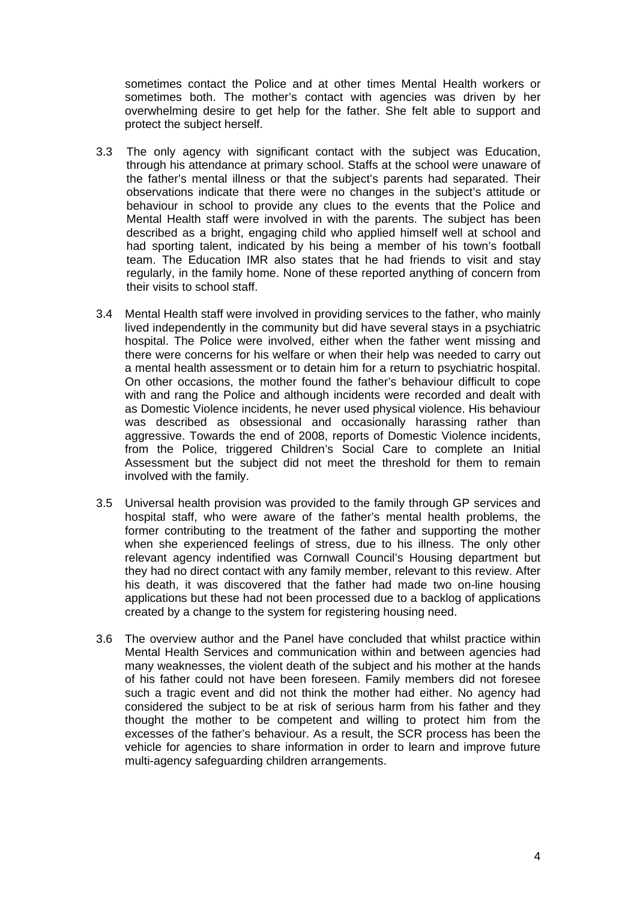sometimes contact the Police and at other times Mental Health workers or sometimes both. The mother's contact with agencies was driven by her overwhelming desire to get help for the father. She felt able to support and protect the subject herself.

3.3 The only agency with significant contact with the subject was Education, through his attendance at primary school. Staffs at the school were unaware of the father's mental illness or that the subject's parents had separated. Their observations indicate that there were no changes in the subject's attitude or behaviour in school to provide any clues to the events that the Police and Mental Health staff were involved in with the parents. The subject has been described as a bright, engaging child who applied himself well at school and had sporting talent, indicated by his being a member of his town's football team. The Education IMR also states that he had friends to visit and stay regularly, in the family home. None of these reported anything of concern from their visits to school staff.

3.4 Mental Health staff were involved in providing services to the father, who mainly lived independently in the community but did have several stays in a psychiatric hospital. The Police were involved, either when the father went missing and there were concerns for his welfare or when their help was needed to carry out a mental health assessment or to detain him for a return to psychiatric hospital. On other occasions, the mother found the father's behaviour difficult to cope with and rang the Police and although incidents were recorded and dealt with as Domestic Violence incidents, he never used physical violence. His behaviour was described as obsessional and occasionally harassing rather than aggressive. Towards the end of 2008, reports of Domestic Violence incidents, from the Police, triggered Children's Social Care to complete an Initial Assessment but the subject did not meet the threshold for them to remain involved with the family.

3.5 Universal health provision was provided to the family through GP services and hospital staff, who were aware of the father's mental health problems, the former contributing to the treatment of the father and supporting the mother when she experienced feelings of stress, due to his illness. The only other relevant agency indentified was Cornwall Council's Housing department but they had no direct contact with any family member, relevant to this review. After his death, it was discovered that the father had made two on-line housing applications but these had not been processed due to a backlog of applications created by a change to the system for registering housing need.

3.6 The overview author and the Panel have concluded that whilst practice within Mental Health Services and communication within and between agencies had many weaknesses, the violent death of the subject and his mother at the hands of his father could not have been foreseen. Family members did not foresee such a tragic event and did not think the mother had either. No agency had considered the subject to be at risk of serious harm from his father and they thought the mother to be competent and willing to protect him from the excesses of the father's behaviour. As a result, the SCR process has been the vehicle for agencies to share information in order to learn and improve future multi-agency safeguarding children arrangements.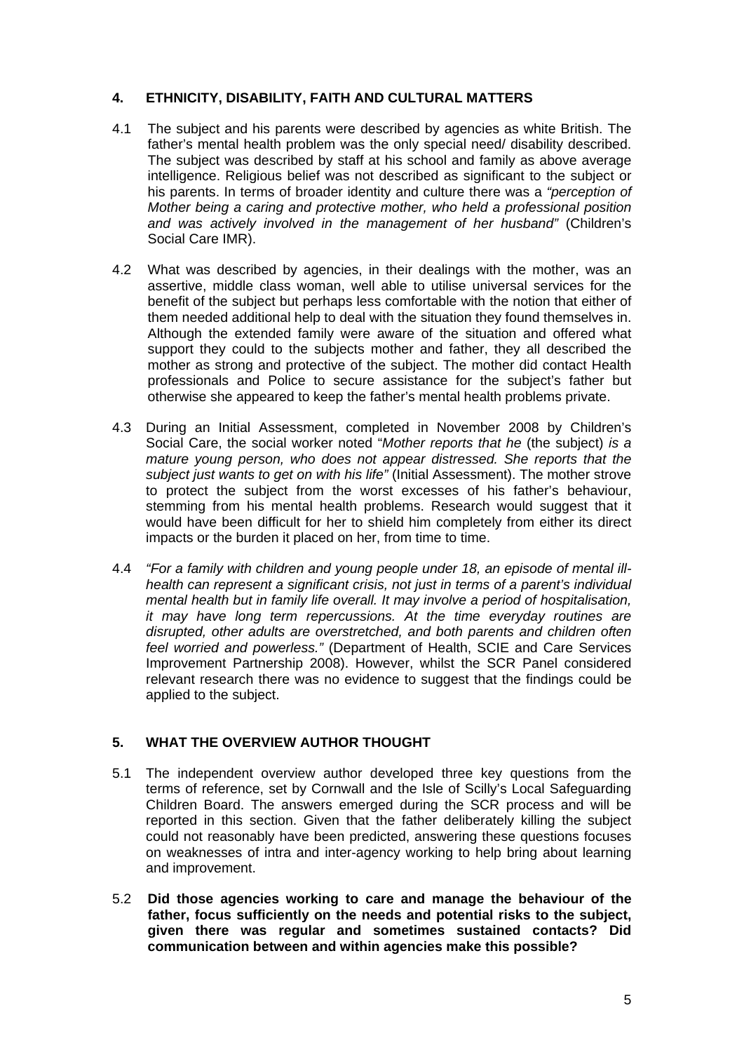## 4. ETHNICITY, DISABILITY, FAITH AND CULTURAL MATTERS

4.1 The subject and his parents were described by agencies as white British. The father's mental health problem was the only special need/ disability described. The subject was described by staff at his school and family as above average intelligence. Religious belief was not described as significant to the subject or his parents. In terms of broader identity and culture there was a *"perception of Mother being a caring and protective mother, who held a professional position and was actively involved in the management of her husband"* (Children's Social Care IMR).

4.2 What was described by agencies, in their dealings with the mother, was an assertive, middle class woman, well able to utilise universal services for the benefit of the subject but perhaps less comfortable with the notion that either of them needed additional help to deal with the situation they found themselves in. Although the extended family were aware of the situation and offered what support they could to the subjects mother and father, they all described the mother as strong and protective of the subject. The mother did contact Health professionals and Police to secure assistance for the subject's father but otherwise she appeared to keep the father's mental health problems private.

4.3 During an Initial Assessment, completed in November 2008 by Children's Social Care, the social worker noted "*Mother reports that he* (the subject) *is a mature young person, who does not appear distressed. She reports that the subject just wants to get on with his life"* (Initial Assessment). The mother strove to protect the subject from the worst excesses of his father's behaviour, stemming from his mental health problems. Research would suggest that it would have been difficult for her to shield him completely from either its direct impacts or the burden it placed on her, from time to time.

4.4 *"For a family with children and young people under 18, an episode of mental ill-health can represent a significant crisis, not just in terms of a parent's individual mental health but in family life overall. It may involve a period of hospitalisation, it may have long term repercussions. At the time everyday routines are disrupted, other adults are overstretched, and both parents and children often feel worried and powerless."* (Department of Health, SCIE and Care Services Improvement Partnership 2008). However, whilst the SCR Panel considered relevant research there was no evidence to suggest that the findings could be applied to the subject.

## 5. WHAT THE OVERVIEW AUTHOR THOUGHT

5.1 The independent overview author developed three key questions from the terms of reference, set by Cornwall and the Isle of Scilly's Local Safeguarding Children Board. The answers emerged during the SCR process and will be reported in this section. Given that the father deliberately killing the subject could not reasonably have been predicted, answering these questions focuses on weaknesses of intra and inter-agency working to help bring about learning and improvement.

5.2 **Did those agencies working to care and manage the behaviour of the father, focus sufficiently on the needs and potential risks to the subject, given there was regular and sometimes sustained contacts? Did communication between and within agencies make this possible?**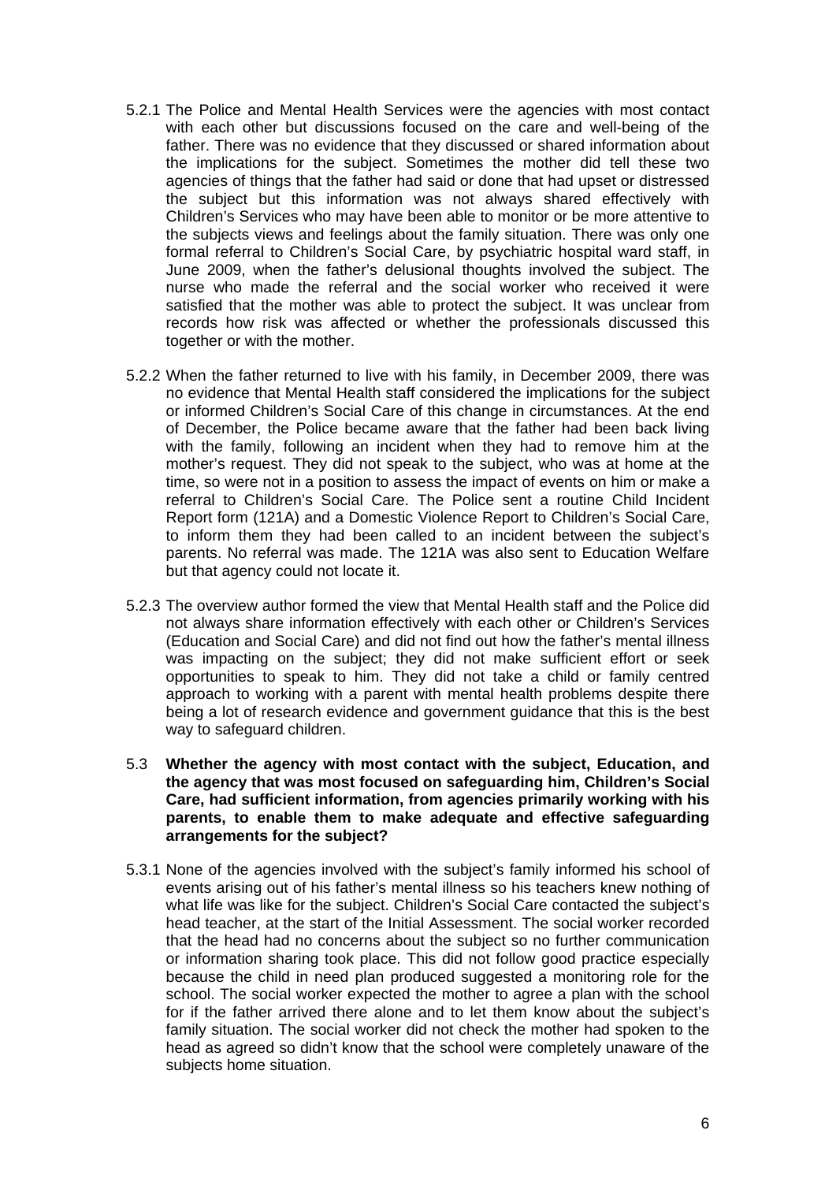5.2.1 The Police and Mental Health Services were the agencies with most contact with each other but discussions focused on the care and well-being of the father. There was no evidence that they discussed or shared information about the implications for the subject. Sometimes the mother did tell these two agencies of things that the father had said or done that had upset or distressed the subject but this information was not always shared effectively with Children's Services who may have been able to monitor or be more attentive to the subjects views and feelings about the family situation. There was only one formal referral to Children's Social Care, by psychiatric hospital ward staff, in June 2009, when the father's delusional thoughts involved the subject. The nurse who made the referral and the social worker who received it were satisfied that the mother was able to protect the subject. It was unclear from records how risk was affected or whether the professionals discussed this together or with the mother.

5.2.2 When the father returned to live with his family, in December 2009, there was no evidence that Mental Health staff considered the implications for the subject or informed Children's Social Care of this change in circumstances. At the end of December, the Police became aware that the father had been back living with the family, following an incident when they had to remove him at the mother's request. They did not speak to the subject, who was at home at the time, so were not in a position to assess the impact of events on him or make a referral to Children's Social Care. The Police sent a routine Child Incident Report form (121A) and a Domestic Violence Report to Children's Social Care, to inform them they had been called to an incident between the subject's parents. No referral was made. The 121A was also sent to Education Welfare but that agency could not locate it.

5.2.3 The overview author formed the view that Mental Health staff and the Police did not always share information effectively with each other or Children's Services (Education and Social Care) and did not find out how the father's mental illness was impacting on the subject; they did not make sufficient effort or seek opportunities to speak to him. They did not take a child or family centred approach to working with a parent with mental health problems despite there being a lot of research evidence and government guidance that this is the best way to safeguard children.

5.3 **Whether the agency with most contact with the subject, Education, and the agency that was most focused on safeguarding him, Children's Social Care, had sufficient information, from agencies primarily working with his parents, to enable them to make adequate and effective safeguarding arrangements for the subject?**

5.3.1 None of the agencies involved with the subject's family informed his school of events arising out of his father's mental illness so his teachers knew nothing of what life was like for the subject. Children's Social Care contacted the subject's head teacher, at the start of the Initial Assessment. The social worker recorded that the head had no concerns about the subject so no further communication or information sharing took place. This did not follow good practice especially because the child in need plan produced suggested a monitoring role for the school. The social worker expected the mother to agree a plan with the school for if the father arrived there alone and to let them know about the subject's family situation. The social worker did not check the mother had spoken to the head as agreed so didn't know that the school were completely unaware of the subjects home situation.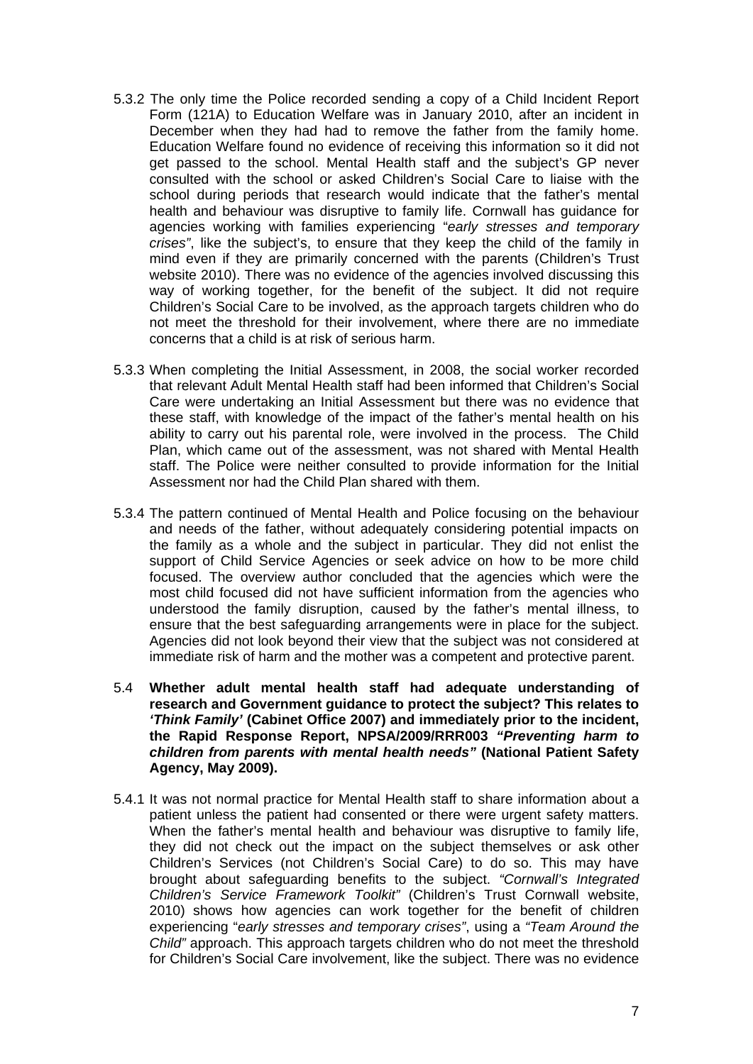5.3.2 The only time the Police recorded sending a copy of a Child Incident Report Form (121A) to Education Welfare was in January 2010, after an incident in December when they had had to remove the father from the family home. Education Welfare found no evidence of receiving this information so it did not get passed to the school. Mental Health staff and the subject's GP never consulted with the school or asked Children's Social Care to liaise with the school during periods that research would indicate that the father's mental health and behaviour was disruptive to family life. Cornwall has guidance for agencies working with families experiencing "*early stresses and temporary crises"*, like the subject's, to ensure that they keep the child of the family in mind even if they are primarily concerned with the parents (Children's Trust website 2010). There was no evidence of the agencies involved discussing this way of working together, for the benefit of the subject. It did not require Children's Social Care to be involved, as the approach targets children who do not meet the threshold for their involvement, where there are no immediate concerns that a child is at risk of serious harm.

5.3.3 When completing the Initial Assessment, in 2008, the social worker recorded that relevant Adult Mental Health staff had been informed that Children's Social Care were undertaking an Initial Assessment but there was no evidence that these staff, with knowledge of the impact of the father's mental health on his ability to carry out his parental role, were involved in the process. The Child Plan, which came out of the assessment, was not shared with Mental Health staff. The Police were neither consulted to provide information for the Initial Assessment nor had the Child Plan shared with them.

5.3.4 The pattern continued of Mental Health and Police focusing on the behaviour and needs of the father, without adequately considering potential impacts on the family as a whole and the subject in particular. They did not enlist the support of Child Service Agencies or seek advice on how to be more child focused. The overview author concluded that the agencies which were the most child focused did not have sufficient information from the agencies who understood the family disruption, caused by the father's mental illness, to ensure that the best safeguarding arrangements were in place for the subject. Agencies did not look beyond their view that the subject was not considered at immediate risk of harm and the mother was a competent and protective parent.

5.4 **Whether adult mental health staff had adequate understanding of research and Government guidance to protect the subject? This relates to *'Think Family'* (Cabinet Office 2007) and immediately prior to the incident, the Rapid Response Report, NPSA/2009/RRR003 *"Preventing harm to children from parents with mental health needs"* (National Patient Safety Agency, May 2009).**

5.4.1 It was not normal practice for Mental Health staff to share information about a patient unless the patient had consented or there were urgent safety matters. When the father's mental health and behaviour was disruptive to family life, they did not check out the impact on the subject themselves or ask other Children's Services (not Children's Social Care) to do so. This may have brought about safeguarding benefits to the subject. *"Cornwall's Integrated Children's Service Framework Toolkit"* (Children's Trust Cornwall website, 2010) shows how agencies can work together for the benefit of children experiencing "*early stresses and temporary crises"*, using a *"Team Around the Child"* approach. This approach targets children who do not meet the threshold for Children's Social Care involvement, like the subject. There was no evidence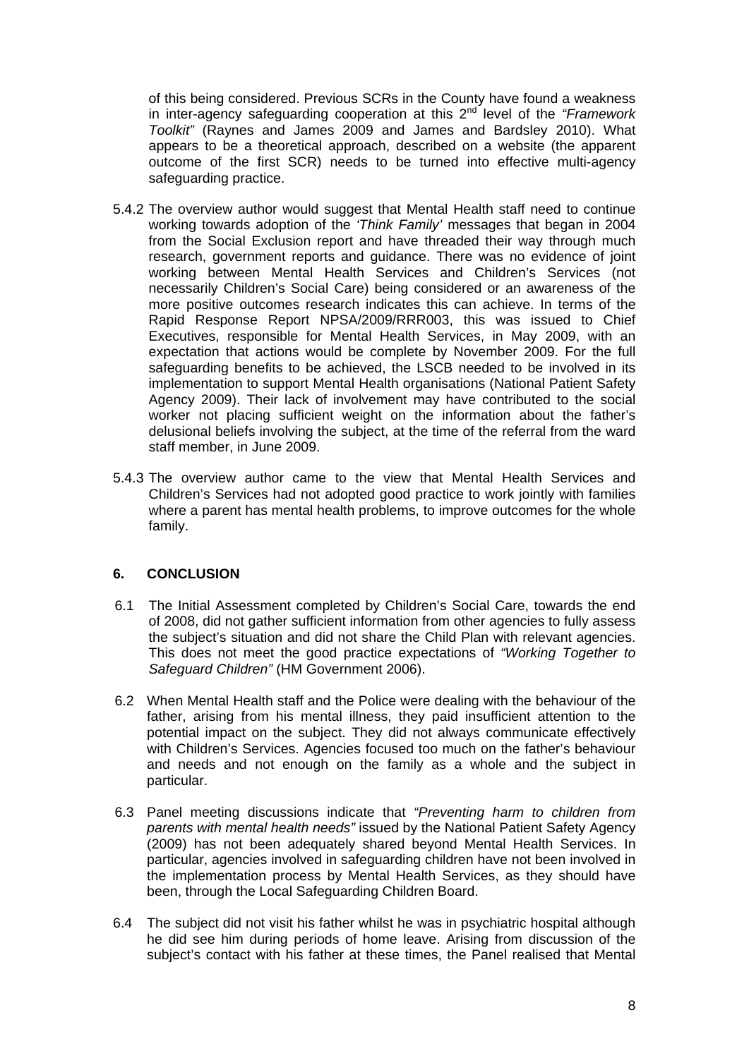of this being considered. Previous SCRs in the County have found a weakness in inter-agency safeguarding cooperation at this 2nd level of the *"Framework Toolkit"* (Raynes and James 2009 and James and Bardsley 2010). What appears to be a theoretical approach, described on a website (the apparent outcome of the first SCR) needs to be turned into effective multi-agency safeguarding practice.

5.4.2 The overview author would suggest that Mental Health staff need to continue working towards adoption of the *'Think Family'* messages that began in 2004 from the Social Exclusion report and have threaded their way through much research, government reports and guidance. There was no evidence of joint working between Mental Health Services and Children's Services (not necessarily Children's Social Care) being considered or an awareness of the more positive outcomes research indicates this can achieve. In terms of the Rapid Response Report NPSA/2009/RRR003, this was issued to Chief Executives, responsible for Mental Health Services, in May 2009, with an expectation that actions would be complete by November 2009. For the full safeguarding benefits to be achieved, the LSCB needed to be involved in its implementation to support Mental Health organisations (National Patient Safety Agency 2009). Their lack of involvement may have contributed to the social worker not placing sufficient weight on the information about the father's delusional beliefs involving the subject, at the time of the referral from the ward staff member, in June 2009.

5.4.3 The overview author came to the view that Mental Health Services and Children's Services had not adopted good practice to work jointly with families where a parent has mental health problems, to improve outcomes for the whole family.

## 6. CONCLUSION

6.1 The Initial Assessment completed by Children's Social Care, towards the end of 2008, did not gather sufficient information from other agencies to fully assess the subject's situation and did not share the Child Plan with relevant agencies. This does not meet the good practice expectations of *"Working Together to Safeguard Children"* (HM Government 2006).

6.2 When Mental Health staff and the Police were dealing with the behaviour of the father, arising from his mental illness, they paid insufficient attention to the potential impact on the subject. They did not always communicate effectively with Children's Services. Agencies focused too much on the father's behaviour and needs and not enough on the family as a whole and the subject in particular.

6.3 Panel meeting discussions indicate that *"Preventing harm to children from parents with mental health needs"* issued by the National Patient Safety Agency (2009) has not been adequately shared beyond Mental Health Services. In particular, agencies involved in safeguarding children have not been involved in the implementation process by Mental Health Services, as they should have been, through the Local Safeguarding Children Board.

6.4 The subject did not visit his father whilst he was in psychiatric hospital although he did see him during periods of home leave. Arising from discussion of the subject's contact with his father at these times, the Panel realised that Mental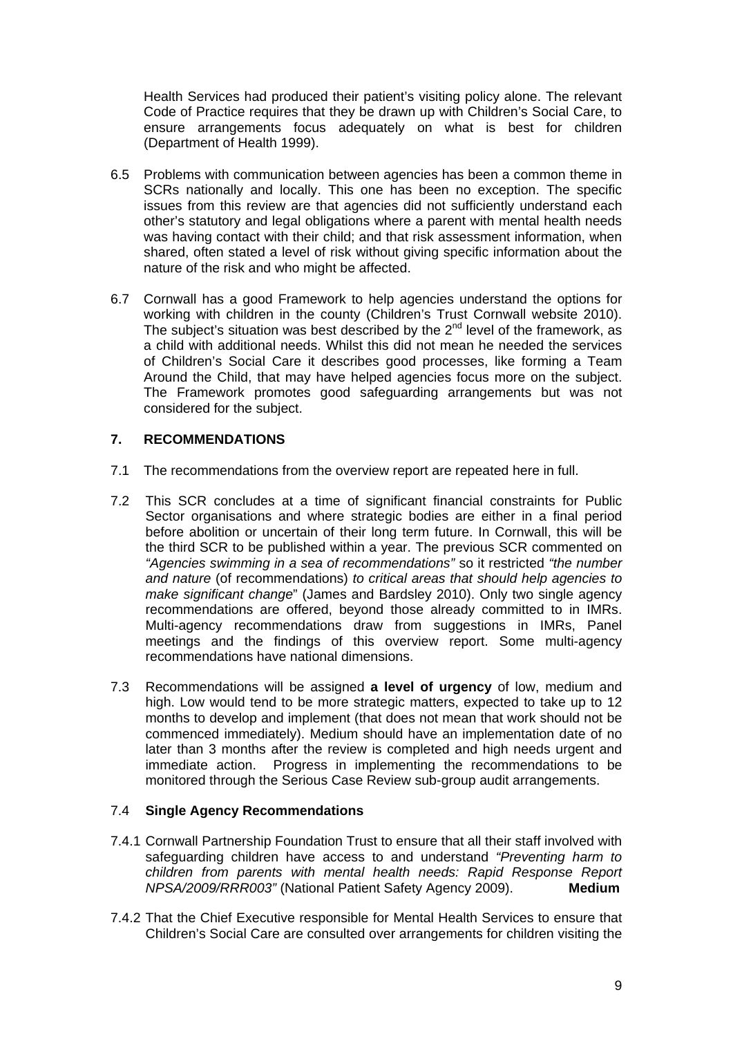Health Services had produced their patient's visiting policy alone. The relevant Code of Practice requires that they be drawn up with Children's Social Care, to ensure arrangements focus adequately on what is best for children (Department of Health 1999).

6.5 Problems with communication between agencies has been a common theme in SCRs nationally and locally. This one has been no exception. The specific issues from this review are that agencies did not sufficiently understand each other's statutory and legal obligations where a parent with mental health needs was having contact with their child; and that risk assessment information, when shared, often stated a level of risk without giving specific information about the nature of the risk and who might be affected.

6.7 Cornwall has a good Framework to help agencies understand the options for working with children in the county (Children's Trust Cornwall website 2010). The subject's situation was best described by the 2nd level of the framework, as a child with additional needs. Whilst this did not mean he needed the services of Children's Social Care it describes good processes, like forming a Team Around the Child, that may have helped agencies focus more on the subject. The Framework promotes good safeguarding arrangements but was not considered for the subject.

## 7. RECOMMENDATIONS

7.1 The recommendations from the overview report are repeated here in full.

7.2 This SCR concludes at a time of significant financial constraints for Public Sector organisations and where strategic bodies are either in a final period before abolition or uncertain of their long term future. In Cornwall, this will be the third SCR to be published within a year. The previous SCR commented on *"Agencies swimming in a sea of recommendations"* so it restricted *"the number and nature* (of recommendations) *to critical areas that should help agencies to make significant change*" (James and Bardsley 2010). Only two single agency recommendations are offered, beyond those already committed to in IMRs. Multi-agency recommendations draw from suggestions in IMRs, Panel meetings and the findings of this overview report. Some multi-agency recommendations have national dimensions.

7.3 Recommendations will be assigned **a level of urgency** of low, medium and high. Low would tend to be more strategic matters, expected to take up to 12 months to develop and implement (that does not mean that work should not be commenced immediately). Medium should have an implementation date of no later than 3 months after the review is completed and high needs urgent and immediate action. Progress in implementing the recommendations to be monitored through the Serious Case Review sub-group audit arrangements.

### 7.4 Single Agency Recommendations

7.4.1 Cornwall Partnership Foundation Trust to ensure that all their staff involved with safeguarding children have access to and understand *"Preventing harm to children from parents with mental health needs: Rapid Response Report NPSA/2009/RRR003"* (National Patient Safety Agency 2009). **Medium**

7.4.2 That the Chief Executive responsible for Mental Health Services to ensure that Children's Social Care are consulted over arrangements for children visiting the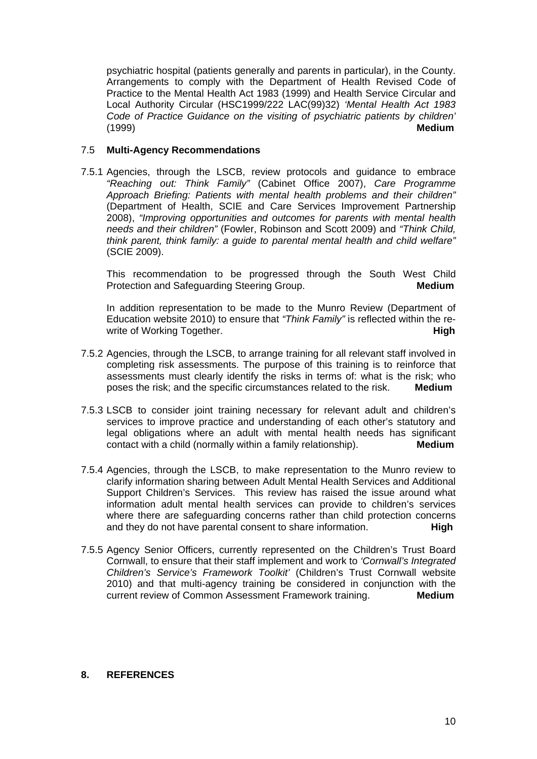psychiatric hospital (patients generally and parents in particular), in the County. Arrangements to comply with the Department of Health Revised Code of Practice to the Mental Health Act 1983 (1999) and Health Service Circular and Local Authority Circular (HSC1999/222 LAC(99)32) *'Mental Health Act 1983 Code of Practice Guidance on the visiting of psychiatric patients by children'* (1999) **Medium**

### 7.5 Multi-Agency Recommendations

7.5.1 Agencies, through the LSCB, review protocols and guidance to embrace *"Reaching out: Think Family"* (Cabinet Office 2007), *Care Programme Approach Briefing: Patients with mental health problems and their children"* (Department of Health, SCIE and Care Services Improvement Partnership 2008), *"Improving opportunities and outcomes for parents with mental health needs and their children"* (Fowler, Robinson and Scott 2009) and *"Think Child, think parent, think family: a guide to parental mental health and child welfare"* (SCIE 2009).

This recommendation to be progressed through the South West Child Protection and Safeguarding Steering Group. **Medium**

In addition representation to be made to the Munro Review (Department of Education website 2010) to ensure that *"Think Family"* is reflected within the re-write of Working Together. **High**

7.5.2 Agencies, through the LSCB, to arrange training for all relevant staff involved in completing risk assessments. The purpose of this training is to reinforce that assessments must clearly identify the risks in terms of: what is the risk; who poses the risk; and the specific circumstances related to the risk. **Medium**

7.5.3 LSCB to consider joint training necessary for relevant adult and children's services to improve practice and understanding of each other's statutory and legal obligations where an adult with mental health needs has significant contact with a child (normally within a family relationship). **Medium**

7.5.4 Agencies, through the LSCB, to make representation to the Munro review to clarify information sharing between Adult Mental Health Services and Additional Support Children's Services. This review has raised the issue around what information adult mental health services can provide to children's services where there are safeguarding concerns rather than child protection concerns and they do not have parental consent to share information. **High**

7.5.5 Agency Senior Officers, currently represented on the Children's Trust Board Cornwall, to ensure that their staff implement and work to *'Cornwall's Integrated Children's Service's Framework Toolkit'* (Children's Trust Cornwall website 2010) and that multi-agency training be considered in conjunction with the current review of Common Assessment Framework training. **Medium**

## 8. REFERENCES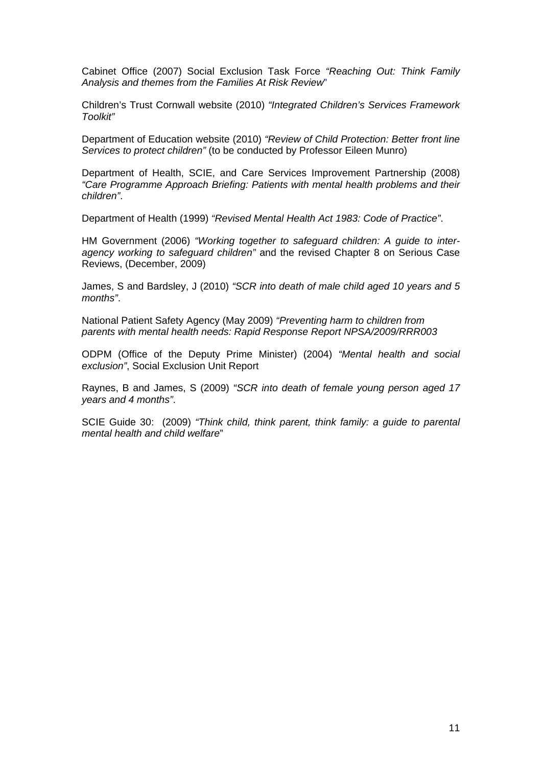Cabinet Office (2007) Social Exclusion Task Force *"Reaching Out: Think Family Analysis and themes from the Families At Risk Review*"

Children's Trust Cornwall website (2010) *"Integrated Children's Services Framework Toolkit"*

Department of Education website (2010) *"Review of Child Protection: Better front line Services to protect children"* (to be conducted by Professor Eileen Munro)

Department of Health, SCIE, and Care Services Improvement Partnership (2008) *"Care Programme Approach Briefing: Patients with mental health problems and their children"*.

Department of Health (1999) *"Revised Mental Health Act 1983: Code of Practice"*.

HM Government (2006) *"Working together to safeguard children: A guide to inter-agency working to safeguard children"* and the revised Chapter 8 on Serious Case Reviews, (December, 2009)

James, S and Bardsley, J (2010) *"SCR into death of male child aged 10 years and 5 months"*.

National Patient Safety Agency (May 2009) *"Preventing harm to children from parents with mental health needs: Rapid Response Report NPSA/2009/RRR003*

ODPM (Office of the Deputy Prime Minister) (2004) *"Mental health and social exclusion"*, Social Exclusion Unit Report

Raynes, B and James, S (2009) *"SCR into death of female young person aged 17 years and 4 months"*.

SCIE Guide 30: (2009) *"Think child, think parent, think family: a guide to parental mental health and child welfare*"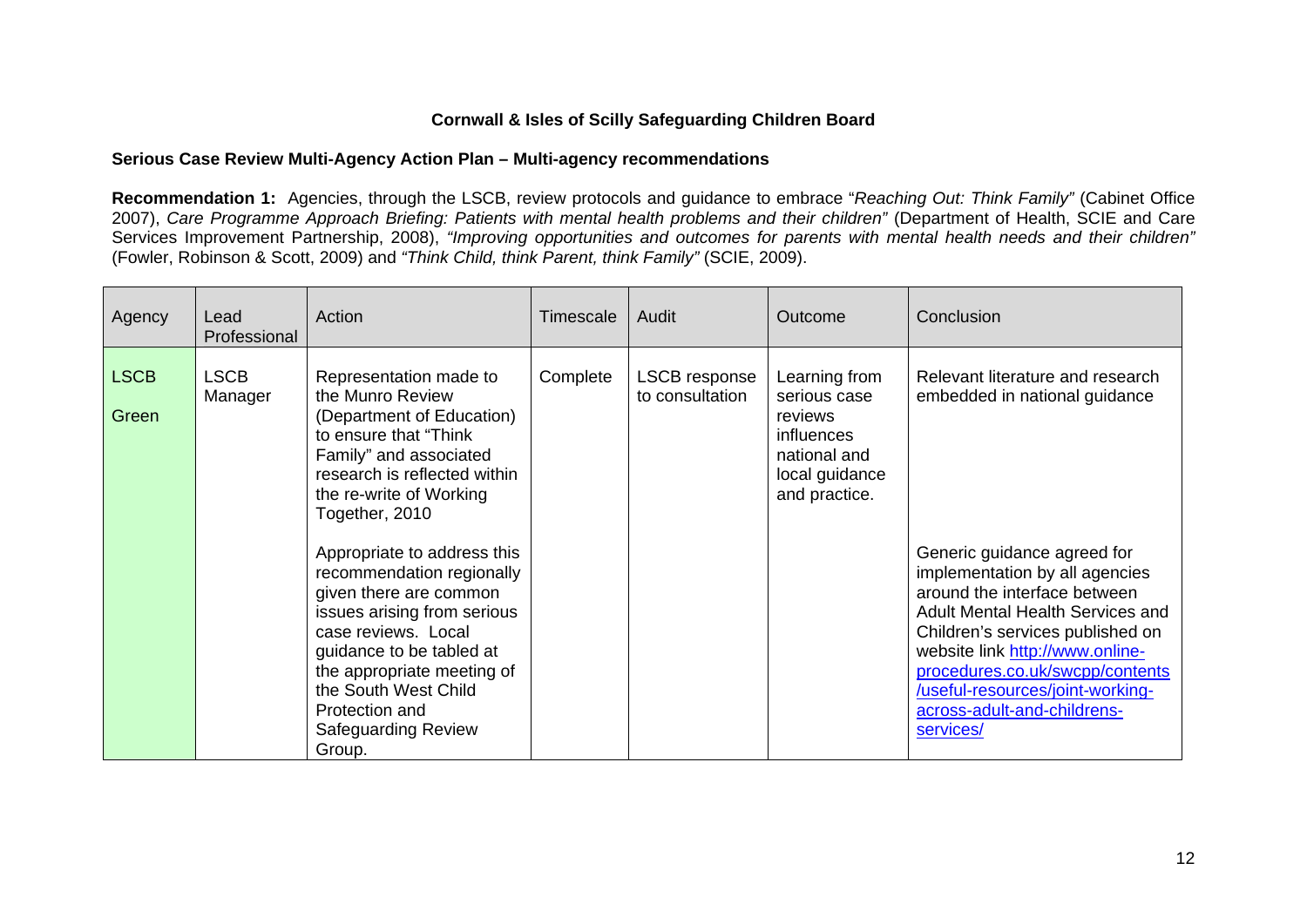**Cornwall & Isles of Scilly Safeguarding Children Board**

**Serious Case Review Multi-Agency Action Plan – Multi-agency recommendations**

**Recommendation 1:** Agencies, through the LSCB, review protocols and guidance to embrace "*Reaching Out: Think Family"* (Cabinet Office 2007), *Care Programme Approach Briefing: Patients with mental health problems and their children"* (Department of Health, SCIE and Care Services Improvement Partnership, 2008), *"Improving opportunities and outcomes for parents with mental health needs and their children"* (Fowler, Robinson & Scott, 2009) and *"Think Child, think Parent, think Family"* (SCIE, 2009).

| Agency | Lead Professional | Action | Timescale | Audit | Outcome | Conclusion |
|---|---|---|---|---|---|---|
| LSCB<br>Green | LSCB Manager | Representation made to the Munro Review (Department of Education) to ensure that "Think Family" and associated research is reflected within the re-write of Working Together, 2010 | Complete | LSCB response to consultation | Learning from serious case reviews influences national and local guidance and practice. | Relevant literature and research embedded in national guidance |
| | | Appropriate to address this recommendation regionally given there are common issues arising from serious case reviews. Local guidance to be tabled at the appropriate meeting of the South West Child Protection and Safeguarding Review Group. | | | | Generic guidance agreed for implementation by all agencies around the interface between Adult Mental Health Services and Children's services published on website link http://www.online-procedures.co.uk/swcpp/contents/useful-resources/joint-working-across-adult-and-childrens-services/ |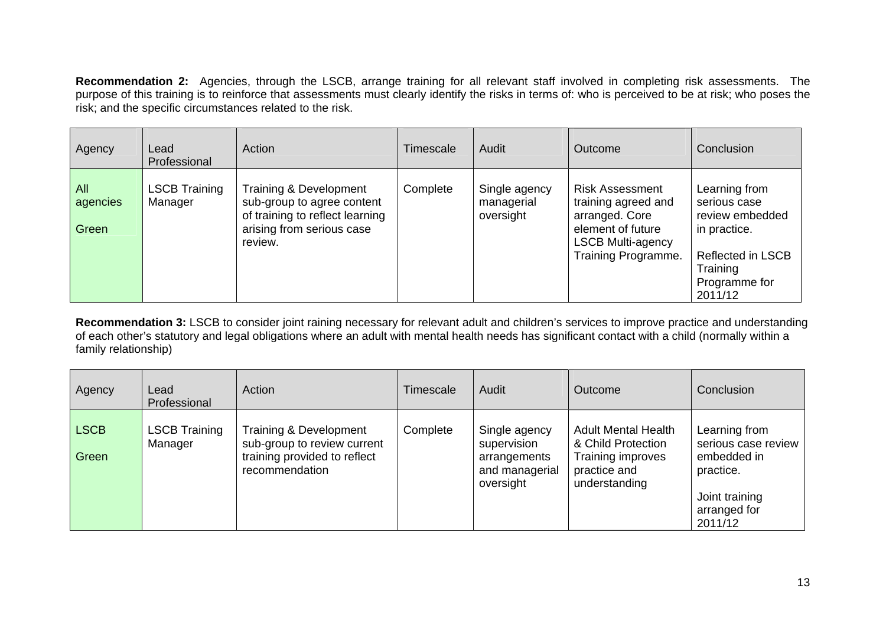**Recommendation 2:** Agencies, through the LSCB, arrange training for all relevant staff involved in completing risk assessments. The purpose of this training is to reinforce that assessments must clearly identify the risks in terms of: who is perceived to be at risk; who poses the risk; and the specific circumstances related to the risk.

| Agency | Lead Professional | Action | Timescale | Audit | Outcome | Conclusion |
|---|---|---|---|---|---|---|
| All agencies<br><br>Green | LSCB Training Manager | Training & Development sub-group to agree content of training to reflect learning arising from serious case review. | Complete | Single agency managerial oversight | Risk Assessment training agreed and arranged. Core element of future LSCB Multi-agency Training Programme. | Learning from serious case review embedded in practice.<br><br>Reflected in LSCB Training Programme for 2011/12 |

**Recommendation 3:** LSCB to consider joint raining necessary for relevant adult and children's services to improve practice and understanding of each other's statutory and legal obligations where an adult with mental health needs has significant contact with a child (normally within a family relationship)

| Agency | Lead Professional | Action | Timescale | Audit | Outcome | Conclusion |
|---|---|---|---|---|---|---|
| LSCB<br><br>Green | LSCB Training Manager | Training & Development sub-group to review current training provided to reflect recommendation | Complete | Single agency supervision arrangements and managerial oversight | Adult Mental Health & Child Protection Training improves practice and understanding | Learning from serious case review embedded in practice.<br><br>Joint training arranged for 2011/12 |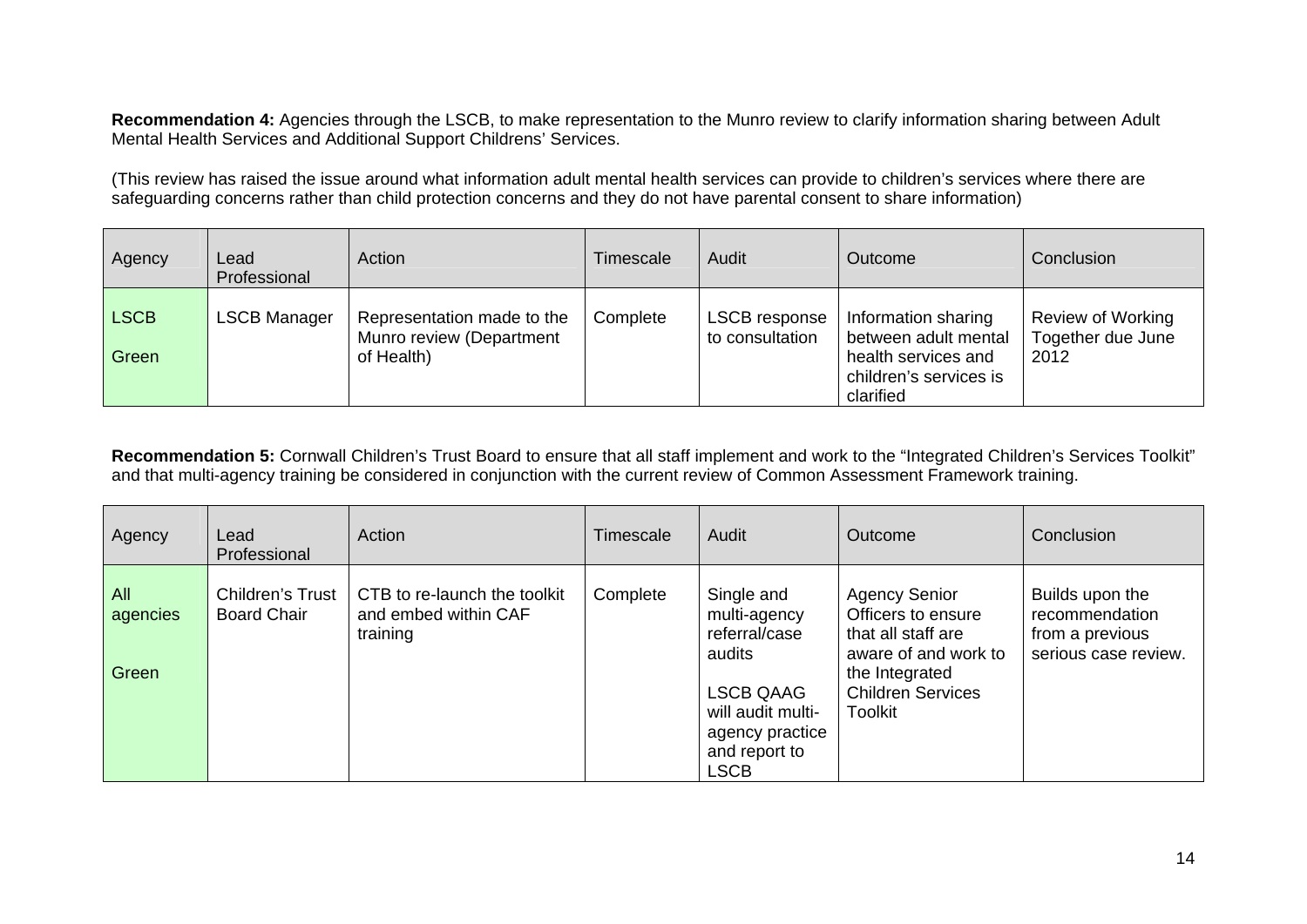**Recommendation 4:** Agencies through the LSCB, to make representation to the Munro review to clarify information sharing between Adult Mental Health Services and Additional Support Childrens' Services.

(This review has raised the issue around what information adult mental health services can provide to children's services where there are safeguarding concerns rather than child protection concerns and they do not have parental consent to share information)

| Agency | Lead Professional | Action | Timescale | Audit | Outcome | Conclusion |
|---|---|---|---|---|---|---|
| LSCB<br><br>Green | LSCB Manager | Representation made to the Munro review (Department of Health) | Complete | LSCB response to consultation | Information sharing between adult mental health services and children's services is clarified | Review of Working Together due June 2012 |

**Recommendation 5:** Cornwall Children's Trust Board to ensure that all staff implement and work to the "Integrated Children's Services Toolkit" and that multi-agency training be considered in conjunction with the current review of Common Assessment Framework training.

| Agency | Lead Professional | Action | Timescale | Audit | Outcome | Conclusion |
|---|---|---|---|---|---|---|
| All agencies<br><br>Green | Children's Trust Board Chair | CTB to re-launch the toolkit and embed within CAF training | Complete | Single and multi-agency referral/case audits<br><br>LSCB QAAG will audit multi-agency practice and report to LSCB | Agency Senior Officers to ensure that all staff are aware of and work to the Integrated Children Services Toolkit | Builds upon the recommendation from a previous serious case review. |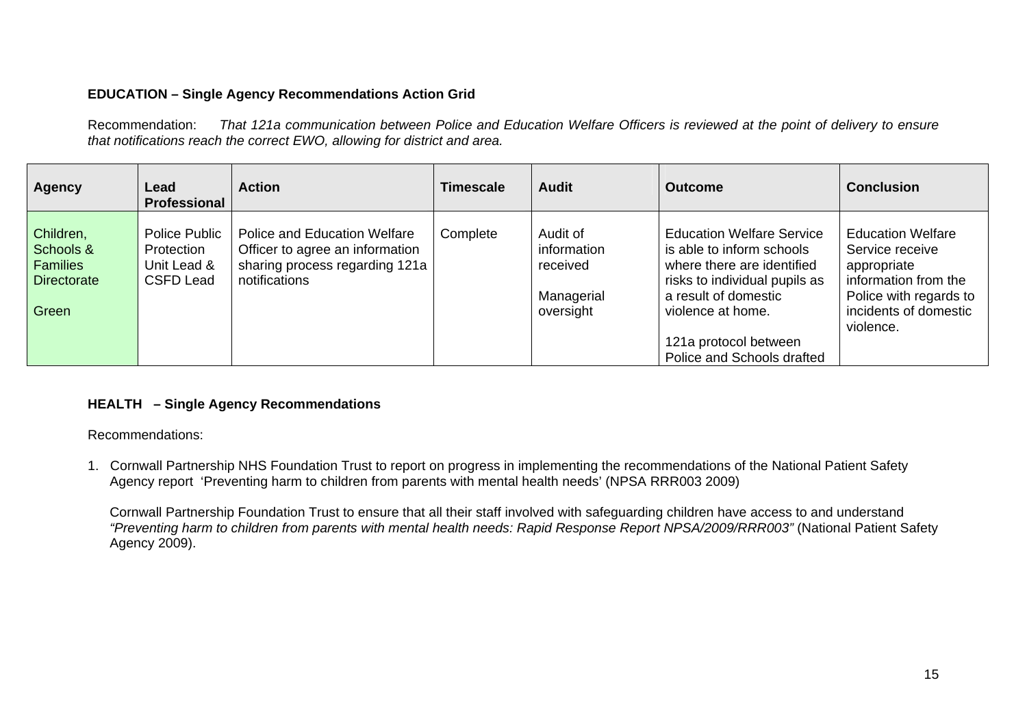**EDUCATION – Single Agency Recommendations Action Grid**

Recommendation: *That 121a communication between Police and Education Welfare Officers is reviewed at the point of delivery to ensure that notifications reach the correct EWO, allowing for district and area.*

| Agency | Lead Professional | Action | Timescale | Audit | Outcome | Conclusion |
|---|---|---|---|---|---|---|
| Children, Schools & Families Directorate<br><br>Green | Police Public Protection Unit Lead & CSFD Lead | Police and Education Welfare Officer to agree an information sharing process regarding 121a notifications | Complete | Audit of information received<br><br>Managerial oversight | Education Welfare Service is able to inform schools where there are identified risks to individual pupils as a result of domestic violence at home.<br><br>121a protocol between Police and Schools drafted | Education Welfare Service receive appropriate information from the Police with regards to incidents of domestic violence. |

**HEALTH – Single Agency Recommendations**

Recommendations:

1. Cornwall Partnership NHS Foundation Trust to report on progress in implementing the recommendations of the National Patient Safety Agency report 'Preventing harm to children from parents with mental health needs' (NPSA RRR003 2009)

   Cornwall Partnership Foundation Trust to ensure that all their staff involved with safeguarding children have access to and understand *"Preventing harm to children from parents with mental health needs: Rapid Response Report NPSA/2009/RRR003"* (National Patient Safety Agency 2009).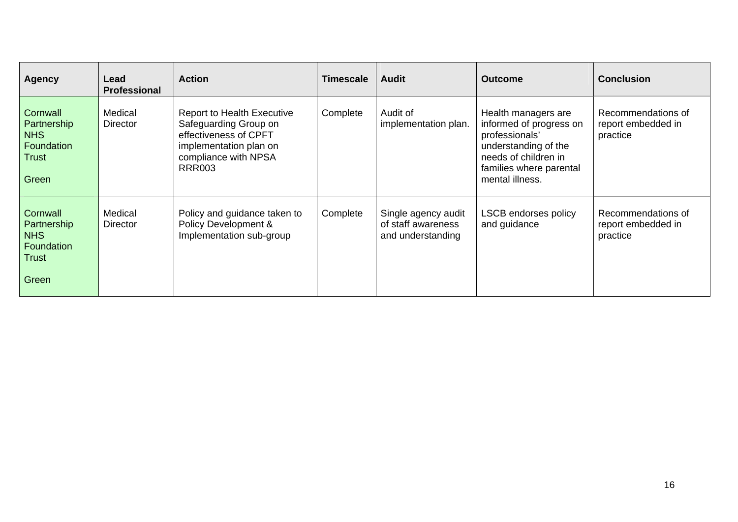| Agency | Lead Professional | Action | Timescale | Audit | Outcome | Conclusion |
|---|---|---|---|---|---|---|
| Cornwall Partnership NHS Foundation Trust<br><br>Green | Medical Director | Report to Health Executive Safeguarding Group on effectiveness of CPFT implementation plan on compliance with NPSA RRR003 | Complete | Audit of implementation plan. | Health managers are informed of progress on professionals' understanding of the needs of children in families where parental mental illness. | Recommendations of report embedded in practice |
| Cornwall Partnership NHS Foundation Trust<br><br>Green | Medical Director | Policy and guidance taken to Policy Development & Implementation sub-group | Complete | Single agency audit of staff awareness and understanding | LSCB endorses policy and guidance | Recommendations of report embedded in practice |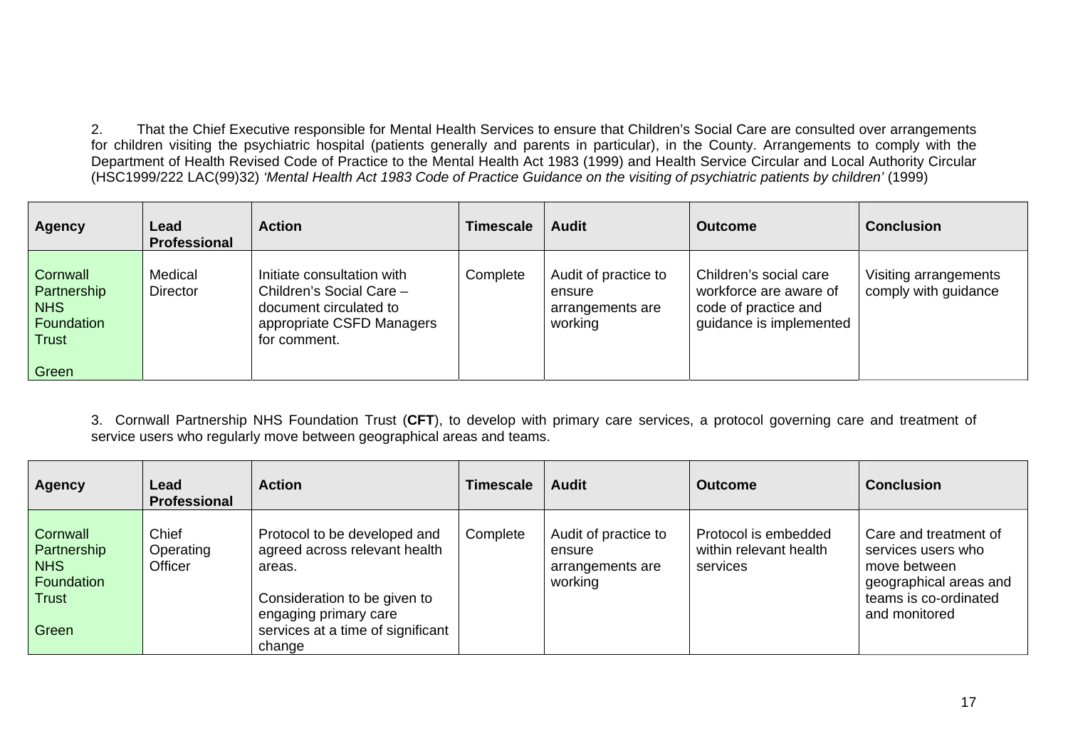2. That the Chief Executive responsible for Mental Health Services to ensure that Children's Social Care are consulted over arrangements for children visiting the psychiatric hospital (patients generally and parents in particular), in the County. Arrangements to comply with the Department of Health Revised Code of Practice to the Mental Health Act 1983 (1999) and Health Service Circular and Local Authority Circular (HSC1999/222 LAC(99)32) *'Mental Health Act 1983 Code of Practice Guidance on the visiting of psychiatric patients by children'* (1999)

| Agency | Lead Professional | Action | Timescale | Audit | Outcome | Conclusion |
|---|---|---|---|---|---|---|
| Cornwall Partnership NHS Foundation Trust<br><br>Green | Medical Director | Initiate consultation with Children's Social Care – document circulated to appropriate CSFD Managers for comment. | Complete | Audit of practice to ensure arrangements are working | Children's social care workforce are aware of code of practice and guidance is implemented | Visiting arrangements comply with guidance |

3. Cornwall Partnership NHS Foundation Trust (**CFT**), to develop with primary care services, a protocol governing care and treatment of service users who regularly move between geographical areas and teams.

| Agency | Lead Professional | Action | Timescale | Audit | Outcome | Conclusion |
|---|---|---|---|---|---|---|
| Cornwall Partnership NHS Foundation Trust<br><br>Green | Chief Operating Officer | Protocol to be developed and agreed across relevant health areas.<br><br>Consideration to be given to engaging primary care services at a time of significant change | Complete | Audit of practice to ensure arrangements are working | Protocol is embedded within relevant health services | Care and treatment of services users who move between geographical areas and teams is co-ordinated and monitored |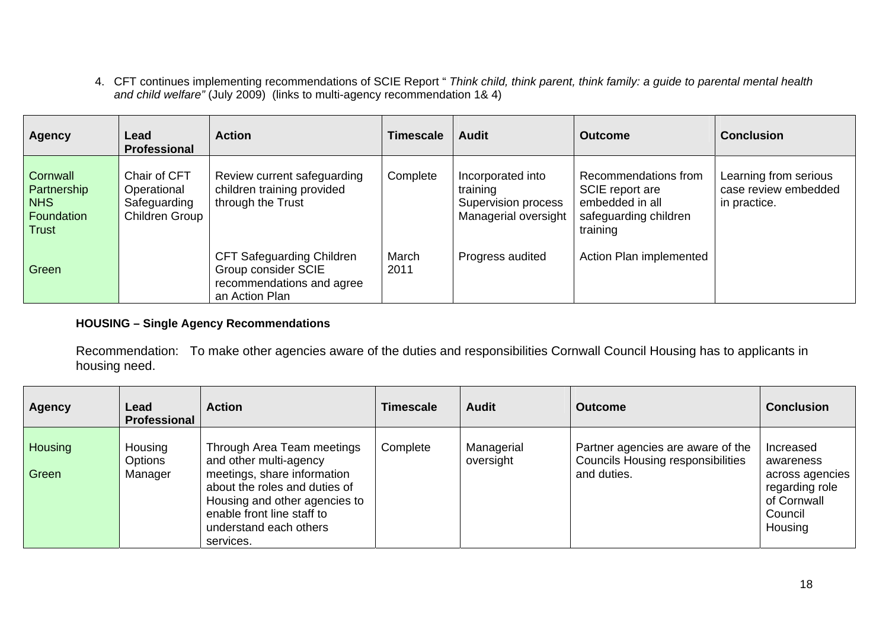4. CFT continues implementing recommendations of SCIE Report " *Think child, think parent, think family: a guide to parental mental health and child welfare"* (July 2009) (links to multi-agency recommendation 1& 4)

| Agency | Lead Professional | Action | Timescale | Audit | Outcome | Conclusion |
|---|---|---|---|---|---|---|
| Cornwall Partnership NHS Foundation Trust | Chair of CFT Operational Safeguarding Children Group | Review current safeguarding children training provided through the Trust | Complete | Incorporated into training Supervision process Managerial oversight | Recommendations from SCIE report are embedded in all safeguarding children training | Learning from serious case review embedded in practice. |
| Green | | CFT Safeguarding Children Group consider SCIE recommendations and agree an Action Plan | March 2011 | Progress audited | Action Plan implemented | |

**HOUSING – Single Agency Recommendations**

Recommendation: To make other agencies aware of the duties and responsibilities Cornwall Council Housing has to applicants in housing need.

| Agency | Lead Professional | Action | Timescale | Audit | Outcome | Conclusion |
|---|---|---|---|---|---|---|
| Housing<br>Green | Housing Options Manager | Through Area Team meetings and other multi-agency meetings, share information about the roles and duties of Housing and other agencies to enable front line staff to understand each others services. | Complete | Managerial oversight | Partner agencies are aware of the Councils Housing responsibilities and duties. | Increased awareness across agencies regarding role of Cornwall Council Housing |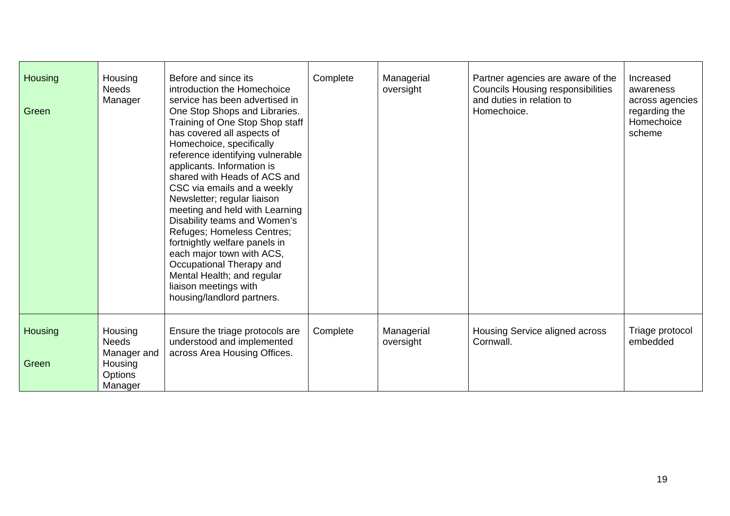| Housing<br><br>Green | Housing Needs Manager | Before and since its introduction the Homechoice service has been advertised in One Stop Shops and Libraries. Training of One Stop Shop staff has covered all aspects of Homechoice, specifically reference identifying vulnerable applicants. Information is shared with Heads of ACS and CSC via emails and a weekly Newsletter; regular liaison meeting and held with Learning Disability teams and Women's Refuges; Homeless Centres; fortnightly welfare panels in each major town with ACS, Occupational Therapy and Mental Health; and regular liaison meetings with housing/landlord partners. | Complete | Managerial oversight | Partner agencies are aware of the Councils Housing responsibilities and duties in relation to Homechoice. | Increased awareness across agencies regarding the Homechoice scheme |
|---|---|---|---|---|---|---|
| Housing<br><br>Green | Housing Needs Manager and Housing Options Manager | Ensure the triage protocols are understood and implemented across Area Housing Offices. | Complete | Managerial oversight | Housing Service aligned across Cornwall. | Triage protocol embedded |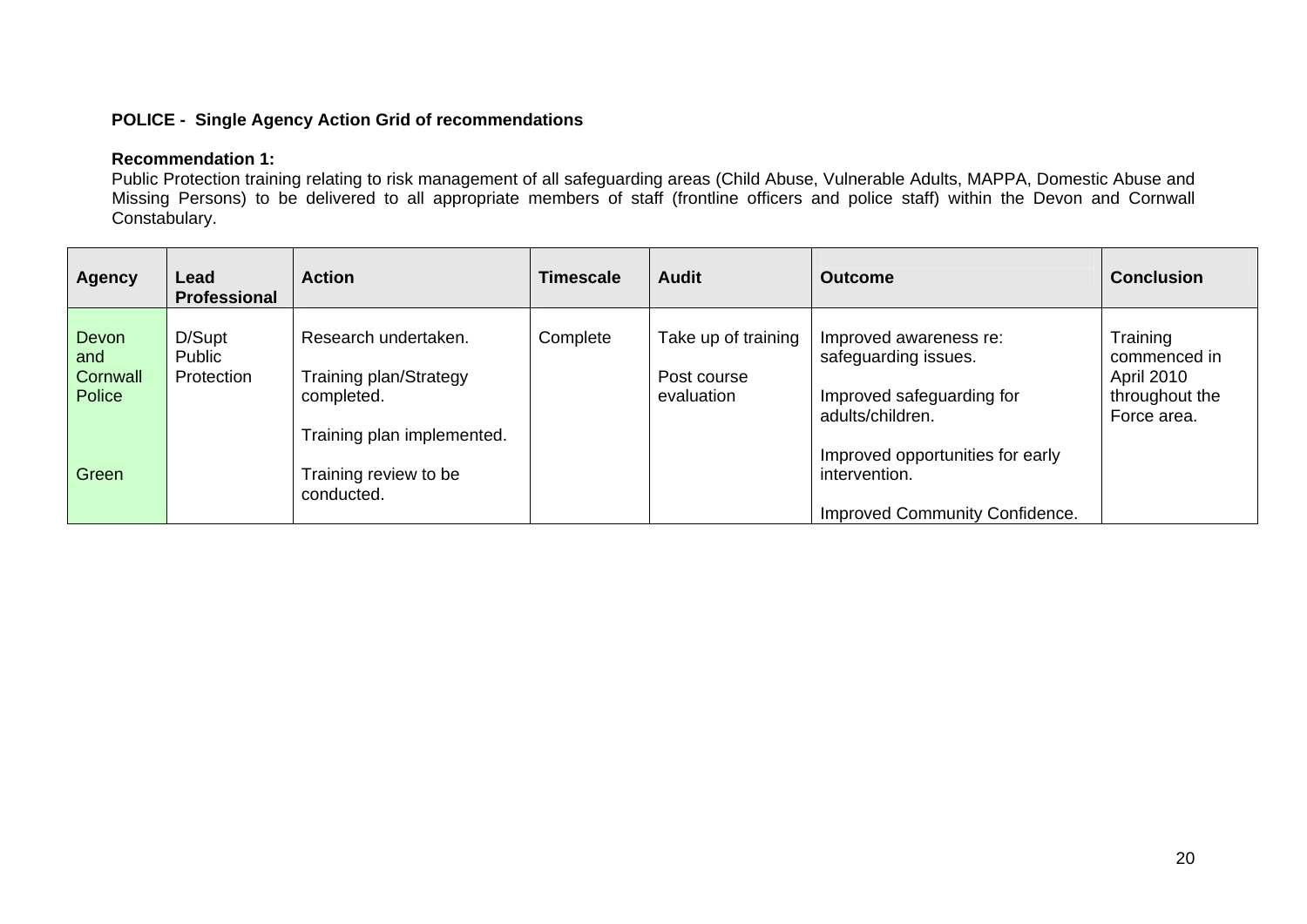**POLICE - Single Agency Action Grid of recommendations**

**Recommendation 1:**
Public Protection training relating to risk management of all safeguarding areas (Child Abuse, Vulnerable Adults, MAPPA, Domestic Abuse and Missing Persons) to be delivered to all appropriate members of staff (frontline officers and police staff) within the Devon and Cornwall Constabulary.

| Agency | Lead Professional | Action | Timescale | Audit | Outcome | Conclusion |
|---|---|---|---|---|---|---|
| Devon and Cornwall Police<br><br>Green | D/Supt Public Protection | Research undertaken.<br><br>Training plan/Strategy completed.<br><br>Training plan implemented.<br><br>Training review to be conducted. | Complete | Take up of training<br><br>Post course evaluation | Improved awareness re: safeguarding issues.<br><br>Improved safeguarding for adults/children.<br><br>Improved opportunities for early intervention.<br><br>Improved Community Confidence. | Training commenced in April 2010 throughout the Force area. |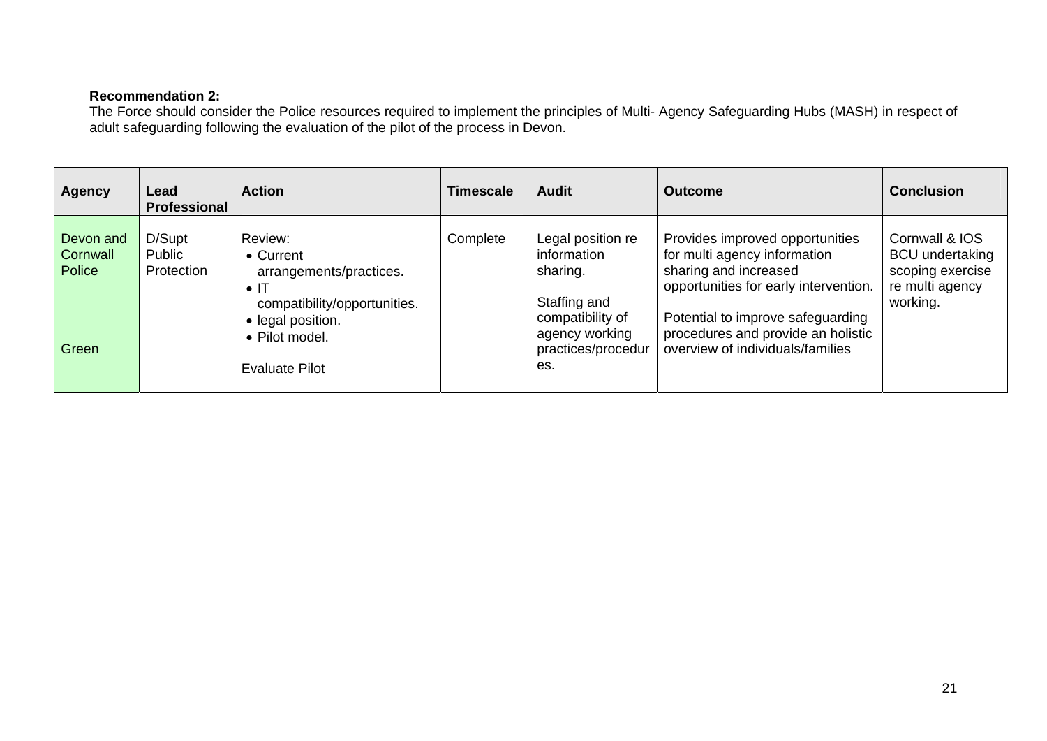**Recommendation 2:**
The Force should consider the Police resources required to implement the principles of Multi- Agency Safeguarding Hubs (MASH) in respect of adult safeguarding following the evaluation of the pilot of the process in Devon.

| Agency | Lead Professional | Action | Timescale | Audit | Outcome | Conclusion |
|---|---|---|---|---|---|---|
| Devon and Cornwall Police<br><br>Green | D/Supt Public Protection | Review:<br>• Current arrangements/practices.<br>• IT compatibility/opportunities.<br>• legal position.<br>• Pilot model.<br><br>Evaluate Pilot | Complete | Legal position re information sharing.<br><br>Staffing and compatibility of agency working practices/procedures. | Provides improved opportunities for multi agency information sharing and increased opportunities for early intervention.<br><br>Potential to improve safeguarding procedures and provide an holistic overview of individuals/families | Cornwall & IOS BCU undertaking scoping exercise re multi agency working. |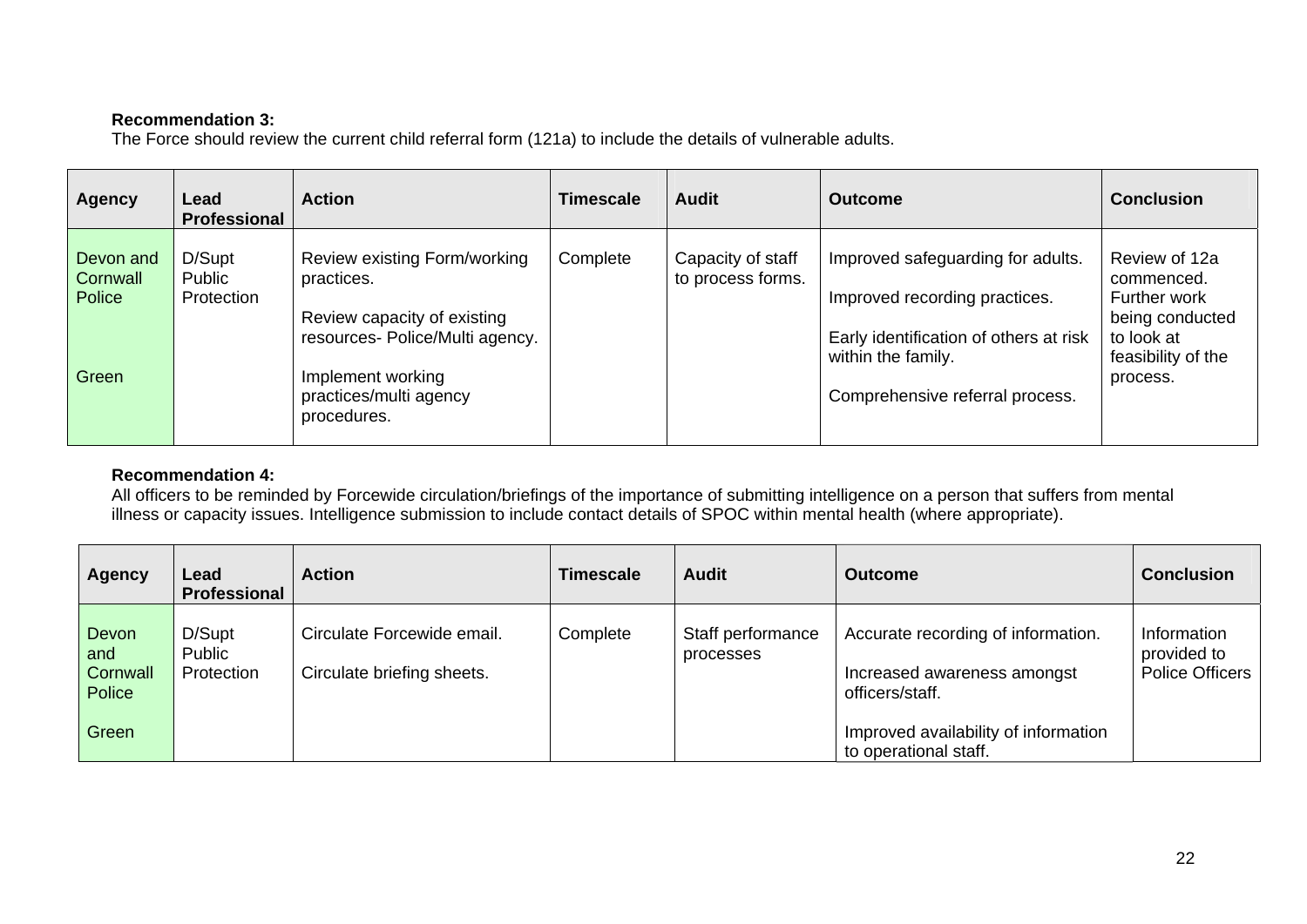**Recommendation 3:**
The Force should review the current child referral form (121a) to include the details of vulnerable adults.

| Agency | Lead Professional | Action | Timescale | Audit | Outcome | Conclusion |
|---|---|---|---|---|---|---|
| Devon and Cornwall Police<br><br>Green | D/Supt Public Protection | Review existing Form/working practices.<br><br>Review capacity of existing resources- Police/Multi agency.<br><br>Implement working practices/multi agency procedures. | Complete | Capacity of staff to process forms. | Improved safeguarding for adults.<br><br>Improved recording practices.<br><br>Early identification of others at risk within the family.<br><br>Comprehensive referral process. | Review of 12a commenced. Further work being conducted to look at feasibility of the process. |

**Recommendation 4:**
All officers to be reminded by Forcewide circulation/briefings of the importance of submitting intelligence on a person that suffers from mental illness or capacity issues. Intelligence submission to include contact details of SPOC within mental health (where appropriate).

| Agency | Lead Professional | Action | Timescale | Audit | Outcome | Conclusion |
|---|---|---|---|---|---|---|
| Devon and Cornwall Police<br><br>Green | D/Supt Public Protection | Circulate Forcewide email.<br><br>Circulate briefing sheets. | Complete | Staff performance processes | Accurate recording of information.<br><br>Increased awareness amongst officers/staff.<br><br>Improved availability of information to operational staff. | Information provided to Police Officers |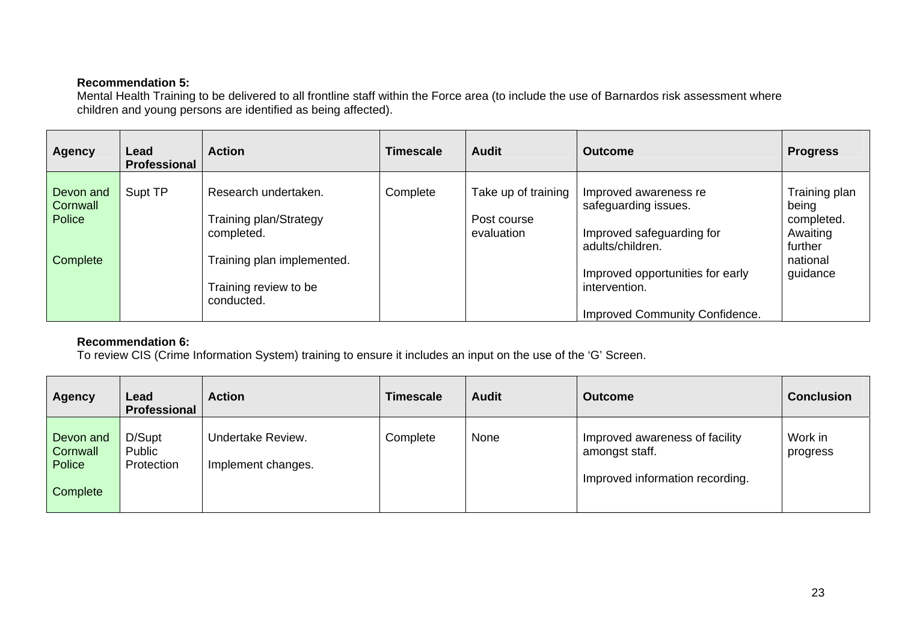**Recommendation 5:**
Mental Health Training to be delivered to all frontline staff within the Force area (to include the use of Barnardos risk assessment where children and young persons are identified as being affected).

| Agency | Lead Professional | Action | Timescale | Audit | Outcome | Progress |
|---|---|---|---|---|---|---|
| Devon and Cornwall Police<br><br>Complete | Supt TP | Research undertaken.<br><br>Training plan/Strategy completed.<br><br>Training plan implemented.<br><br>Training review to be conducted. | Complete | Take up of training<br><br>Post course evaluation | Improved awareness re safeguarding issues.<br><br>Improved safeguarding for adults/children.<br><br>Improved opportunities for early intervention.<br><br>Improved Community Confidence. | Training plan being completed. Awaiting further national guidance |

**Recommendation 6:**
To review CIS (Crime Information System) training to ensure it includes an input on the use of the 'G' Screen.

| Agency | Lead Professional | Action | Timescale | Audit | Outcome | Conclusion |
|---|---|---|---|---|---|---|
| Devon and Cornwall Police<br><br>Complete | D/Supt Public Protection | Undertake Review.<br><br>Implement changes. | Complete | None | Improved awareness of facility amongst staff.<br><br>Improved information recording. | Work in progress |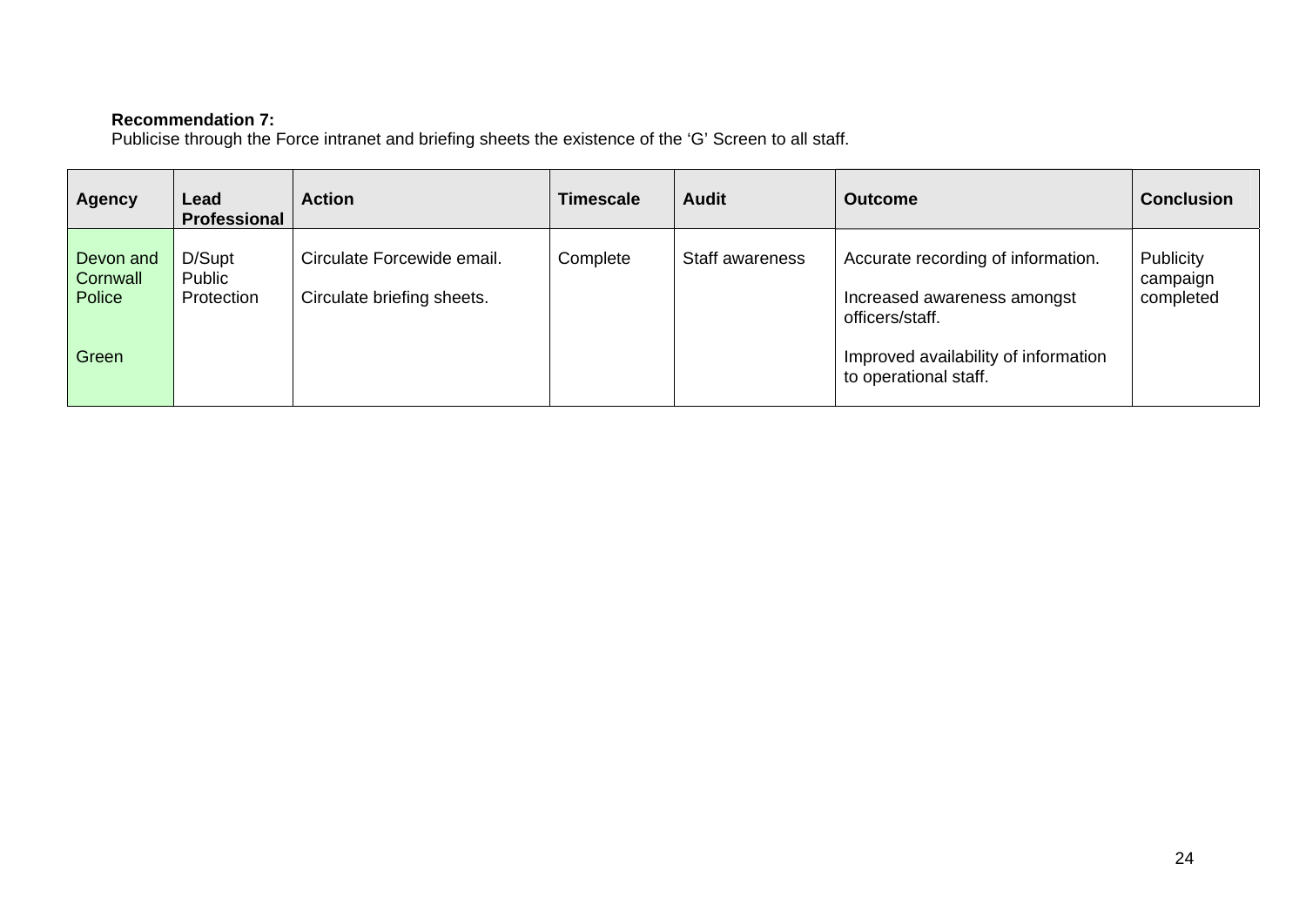**Recommendation 7:**
Publicise through the Force intranet and briefing sheets the existence of the 'G' Screen to all staff.

| Agency | Lead Professional | Action | Timescale | Audit | Outcome | Conclusion |
|---|---|---|---|---|---|---|
| Devon and Cornwall Police<br><br>Green | D/Supt Public Protection | Circulate Forcewide email.<br><br>Circulate briefing sheets. | Complete | Staff awareness | Accurate recording of information.<br><br>Increased awareness amongst officers/staff.<br><br>Improved availability of information to operational staff. | Publicity campaign completed |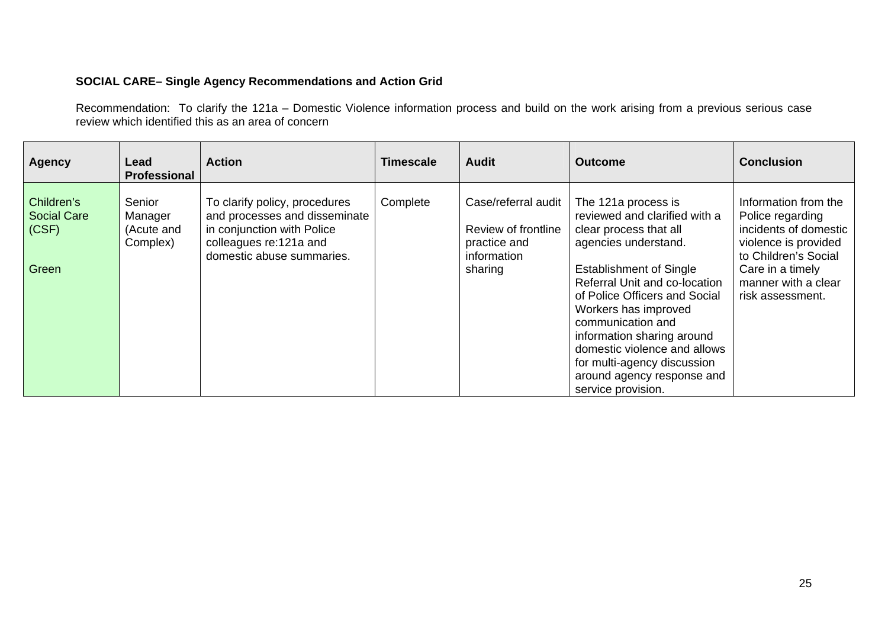**SOCIAL CARE– Single Agency Recommendations and Action Grid**

Recommendation: To clarify the 121a – Domestic Violence information process and build on the work arising from a previous serious case review which identified this as an area of concern

| Agency | Lead Professional | Action | Timescale | Audit | Outcome | Conclusion |
|---|---|---|---|---|---|---|
| Children's Social Care (CSF)<br><br>Green | Senior Manager (Acute and Complex) | To clarify policy, procedures and processes and disseminate in conjunction with Police colleagues re:121a and domestic abuse summaries. | Complete | Case/referral audit<br><br>Review of frontline practice and information sharing | The 121a process is reviewed and clarified with a clear process that all agencies understand.<br><br>Establishment of Single Referral Unit and co-location of Police Officers and Social Workers has improved communication and information sharing around domestic violence and allows for multi-agency discussion around agency response and service provision. | Information from the Police regarding incidents of domestic violence is provided to Children's Social Care in a timely manner with a clear risk assessment. |